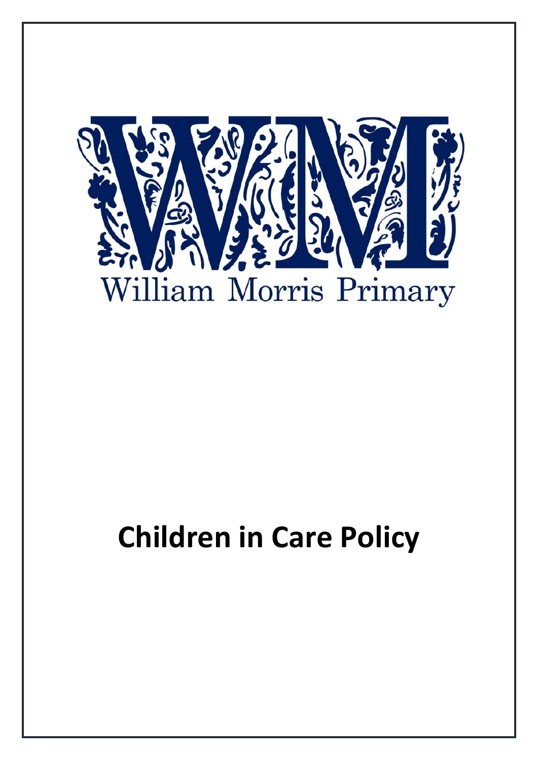William Morris Primary

# Children in Care Policy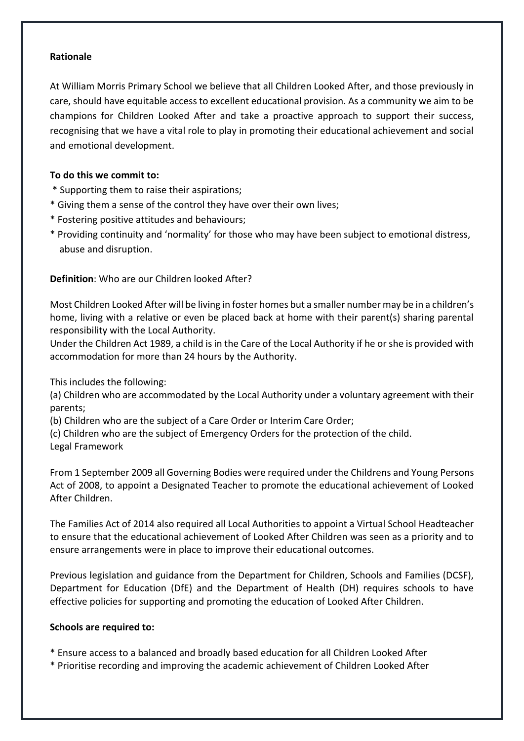**Rationale**

At William Morris Primary School we believe that all Children Looked After, and those previously in care, should have equitable access to excellent educational provision. As a community we aim to be champions for Children Looked After and take a proactive approach to support their success, recognising that we have a vital role to play in promoting their educational achievement and social and emotional development.

**To do this we commit to:**

* Supporting them to raise their aspirations;
* Giving them a sense of the control they have over their own lives;
* Fostering positive attitudes and behaviours;
* Providing continuity and 'normality' for those who may have been subject to emotional distress, abuse and disruption.

**Definition**: Who are our Children looked After?

Most Children Looked After will be living in foster homes but a smaller number may be in a children's home, living with a relative or even be placed back at home with their parent(s) sharing parental responsibility with the Local Authority.
Under the Children Act 1989, a child is in the Care of the Local Authority if he or she is provided with accommodation for more than 24 hours by the Authority.

This includes the following:
(a) Children who are accommodated by the Local Authority under a voluntary agreement with their parents;
(b) Children who are the subject of a Care Order or Interim Care Order;
(c) Children who are the subject of Emergency Orders for the protection of the child.
Legal Framework

From 1 September 2009 all Governing Bodies were required under the Childrens and Young Persons Act of 2008, to appoint a Designated Teacher to promote the educational achievement of Looked After Children.

The Families Act of 2014 also required all Local Authorities to appoint a Virtual School Headteacher to ensure that the educational achievement of Looked After Children was seen as a priority and to ensure arrangements were in place to improve their educational outcomes.

Previous legislation and guidance from the Department for Children, Schools and Families (DCSF), Department for Education (DfE) and the Department of Health (DH) requires schools to have effective policies for supporting and promoting the education of Looked After Children.

**Schools are required to:**

* Ensure access to a balanced and broadly based education for all Children Looked After
* Prioritise recording and improving the academic achievement of Children Looked After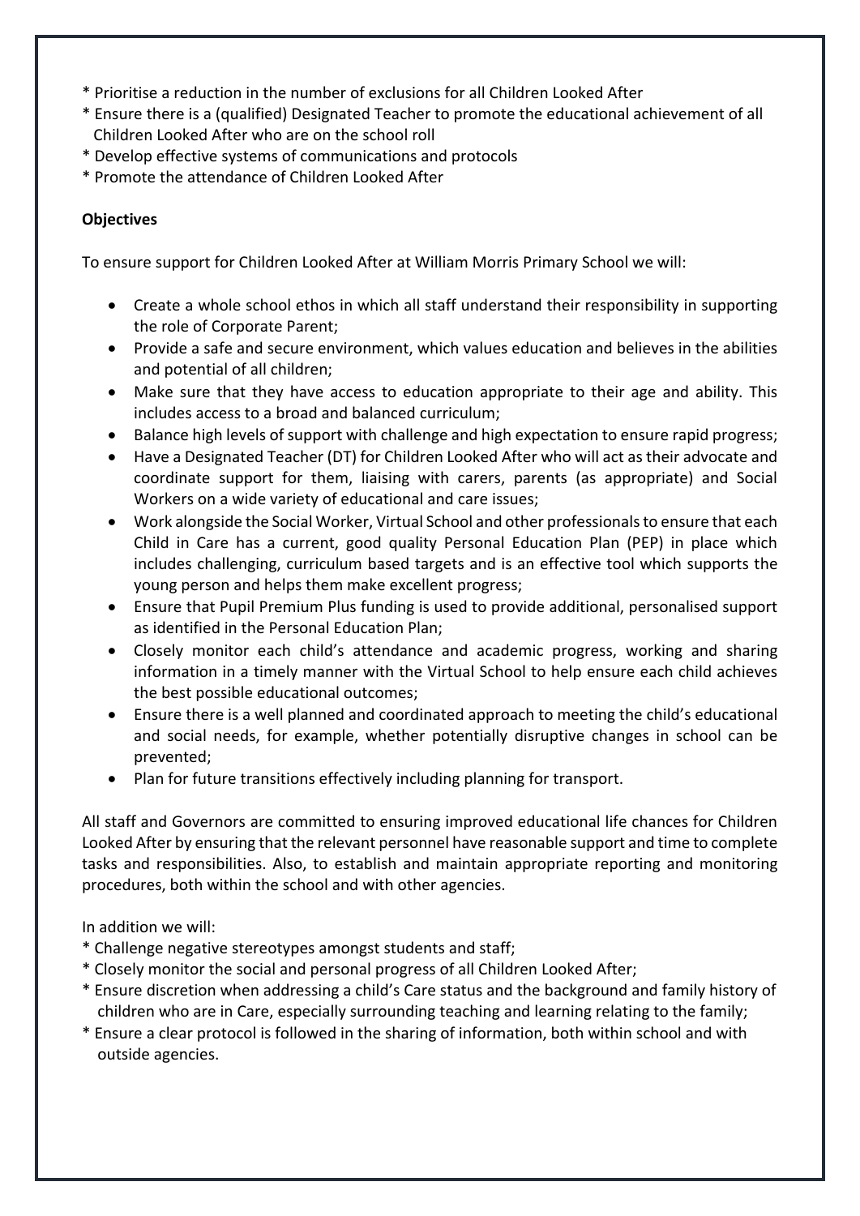* Prioritise a reduction in the number of exclusions for all Children Looked After
* Ensure there is a (qualified) Designated Teacher to promote the educational achievement of all Children Looked After who are on the school roll
* Develop effective systems of communications and protocols
* Promote the attendance of Children Looked After

**Objectives**

To ensure support for Children Looked After at William Morris Primary School we will:

- Create a whole school ethos in which all staff understand their responsibility in supporting the role of Corporate Parent;
- Provide a safe and secure environment, which values education and believes in the abilities and potential of all children;
- Make sure that they have access to education appropriate to their age and ability. This includes access to a broad and balanced curriculum;
- Balance high levels of support with challenge and high expectation to ensure rapid progress;
- Have a Designated Teacher (DT) for Children Looked After who will act as their advocate and coordinate support for them, liaising with carers, parents (as appropriate) and Social Workers on a wide variety of educational and care issues;
- Work alongside the Social Worker, Virtual School and other professionals to ensure that each Child in Care has a current, good quality Personal Education Plan (PEP) in place which includes challenging, curriculum based targets and is an effective tool which supports the young person and helps them make excellent progress;
- Ensure that Pupil Premium Plus funding is used to provide additional, personalised support as identified in the Personal Education Plan;
- Closely monitor each child's attendance and academic progress, working and sharing information in a timely manner with the Virtual School to help ensure each child achieves the best possible educational outcomes;
- Ensure there is a well planned and coordinated approach to meeting the child's educational and social needs, for example, whether potentially disruptive changes in school can be prevented;
- Plan for future transitions effectively including planning for transport.

All staff and Governors are committed to ensuring improved educational life chances for Children Looked After by ensuring that the relevant personnel have reasonable support and time to complete tasks and responsibilities. Also, to establish and maintain appropriate reporting and monitoring procedures, both within the school and with other agencies.

In addition we will:

* Challenge negative stereotypes amongst students and staff;
* Closely monitor the social and personal progress of all Children Looked After;
* Ensure discretion when addressing a child's Care status and the background and family history of children who are in Care, especially surrounding teaching and learning relating to the family;
* Ensure a clear protocol is followed in the sharing of information, both within school and with outside agencies.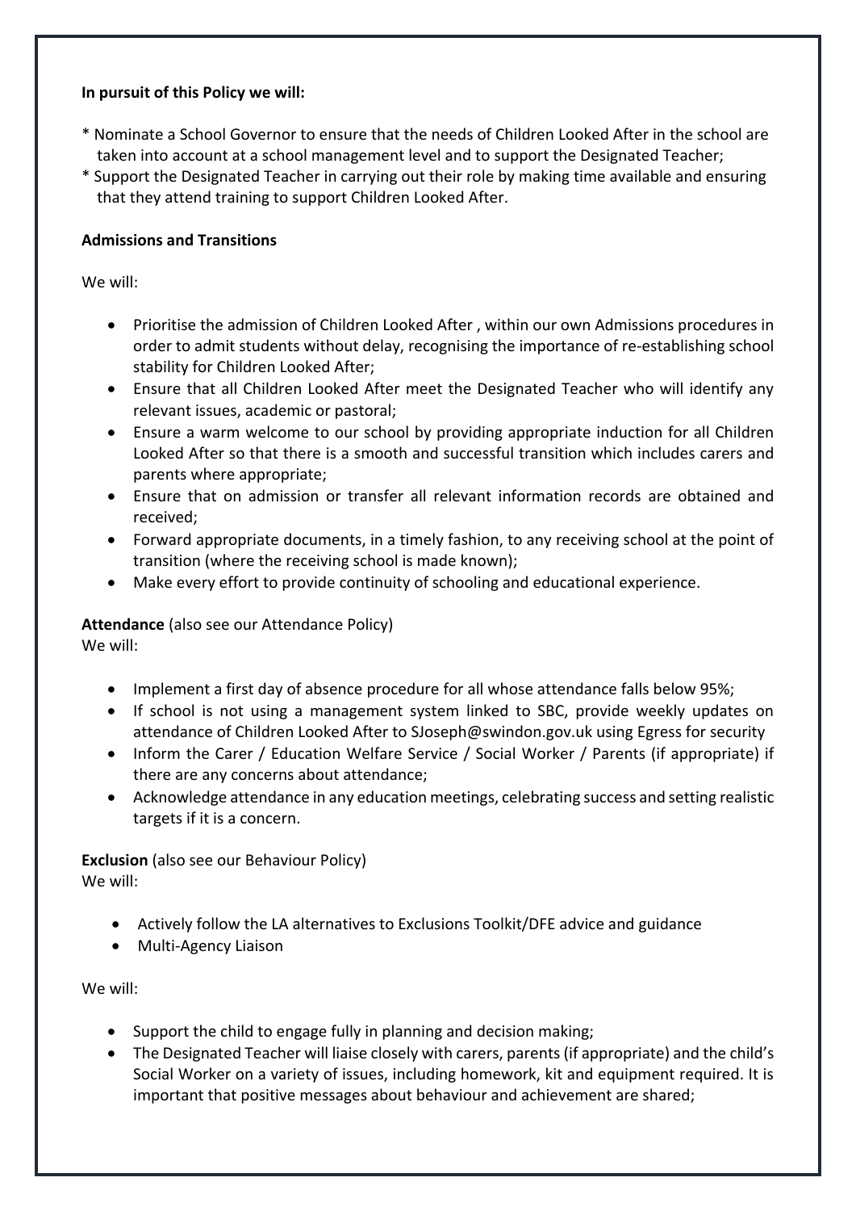**In pursuit of this Policy we will:**

* Nominate a School Governor to ensure that the needs of Children Looked After in the school are taken into account at a school management level and to support the Designated Teacher;
* Support the Designated Teacher in carrying out their role by making time available and ensuring that they attend training to support Children Looked After.

**Admissions and Transitions**

We will:

- Prioritise the admission of Children Looked After , within our own Admissions procedures in order to admit students without delay, recognising the importance of re-establishing school stability for Children Looked After;
- Ensure that all Children Looked After meet the Designated Teacher who will identify any relevant issues, academic or pastoral;
- Ensure a warm welcome to our school by providing appropriate induction for all Children Looked After so that there is a smooth and successful transition which includes carers and parents where appropriate;
- Ensure that on admission or transfer all relevant information records are obtained and received;
- Forward appropriate documents, in a timely fashion, to any receiving school at the point of transition (where the receiving school is made known);
- Make every effort to provide continuity of schooling and educational experience.

**Attendance** (also see our Attendance Policy)
We will:

- Implement a first day of absence procedure for all whose attendance falls below 95%;
- If school is not using a management system linked to SBC, provide weekly updates on attendance of Children Looked After to SJoseph@swindon.gov.uk using Egress for security
- Inform the Carer / Education Welfare Service / Social Worker / Parents (if appropriate) if there are any concerns about attendance;
- Acknowledge attendance in any education meetings, celebrating success and setting realistic targets if it is a concern.

**Exclusion** (also see our Behaviour Policy)
We will:

- Actively follow the LA alternatives to Exclusions Toolkit/DFE advice and guidance
- Multi-Agency Liaison

We will:

- Support the child to engage fully in planning and decision making;
- The Designated Teacher will liaise closely with carers, parents (if appropriate) and the child's Social Worker on a variety of issues, including homework, kit and equipment required. It is important that positive messages about behaviour and achievement are shared;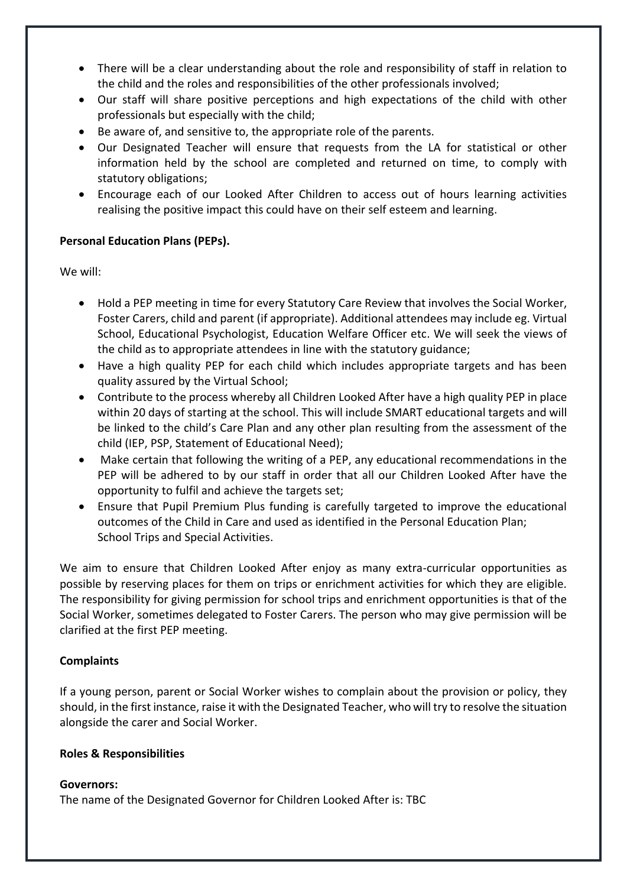- There will be a clear understanding about the role and responsibility of staff in relation to the child and the roles and responsibilities of the other professionals involved;
- Our staff will share positive perceptions and high expectations of the child with other professionals but especially with the child;
- Be aware of, and sensitive to, the appropriate role of the parents.
- Our Designated Teacher will ensure that requests from the LA for statistical or other information held by the school are completed and returned on time, to comply with statutory obligations;
- Encourage each of our Looked After Children to access out of hours learning activities realising the positive impact this could have on their self esteem and learning.

**Personal Education Plans (PEPs).**

We will:

- Hold a PEP meeting in time for every Statutory Care Review that involves the Social Worker, Foster Carers, child and parent (if appropriate). Additional attendees may include eg. Virtual School, Educational Psychologist, Education Welfare Officer etc. We will seek the views of the child as to appropriate attendees in line with the statutory guidance;
- Have a high quality PEP for each child which includes appropriate targets and has been quality assured by the Virtual School;
- Contribute to the process whereby all Children Looked After have a high quality PEP in place within 20 days of starting at the school. This will include SMART educational targets and will be linked to the child's Care Plan and any other plan resulting from the assessment of the child (IEP, PSP, Statement of Educational Need);
- Make certain that following the writing of a PEP, any educational recommendations in the PEP will be adhered to by our staff in order that all our Children Looked After have the opportunity to fulfil and achieve the targets set;
- Ensure that Pupil Premium Plus funding is carefully targeted to improve the educational outcomes of the Child in Care and used as identified in the Personal Education Plan;
  School Trips and Special Activities.

We aim to ensure that Children Looked After enjoy as many extra-curricular opportunities as possible by reserving places for them on trips or enrichment activities for which they are eligible. The responsibility for giving permission for school trips and enrichment opportunities is that of the Social Worker, sometimes delegated to Foster Carers. The person who may give permission will be clarified at the first PEP meeting.

**Complaints**

If a young person, parent or Social Worker wishes to complain about the provision or policy, they should, in the first instance, raise it with the Designated Teacher, who will try to resolve the situation alongside the carer and Social Worker.

**Roles & Responsibilities**

**Governors:**
The name of the Designated Governor for Children Looked After is: TBC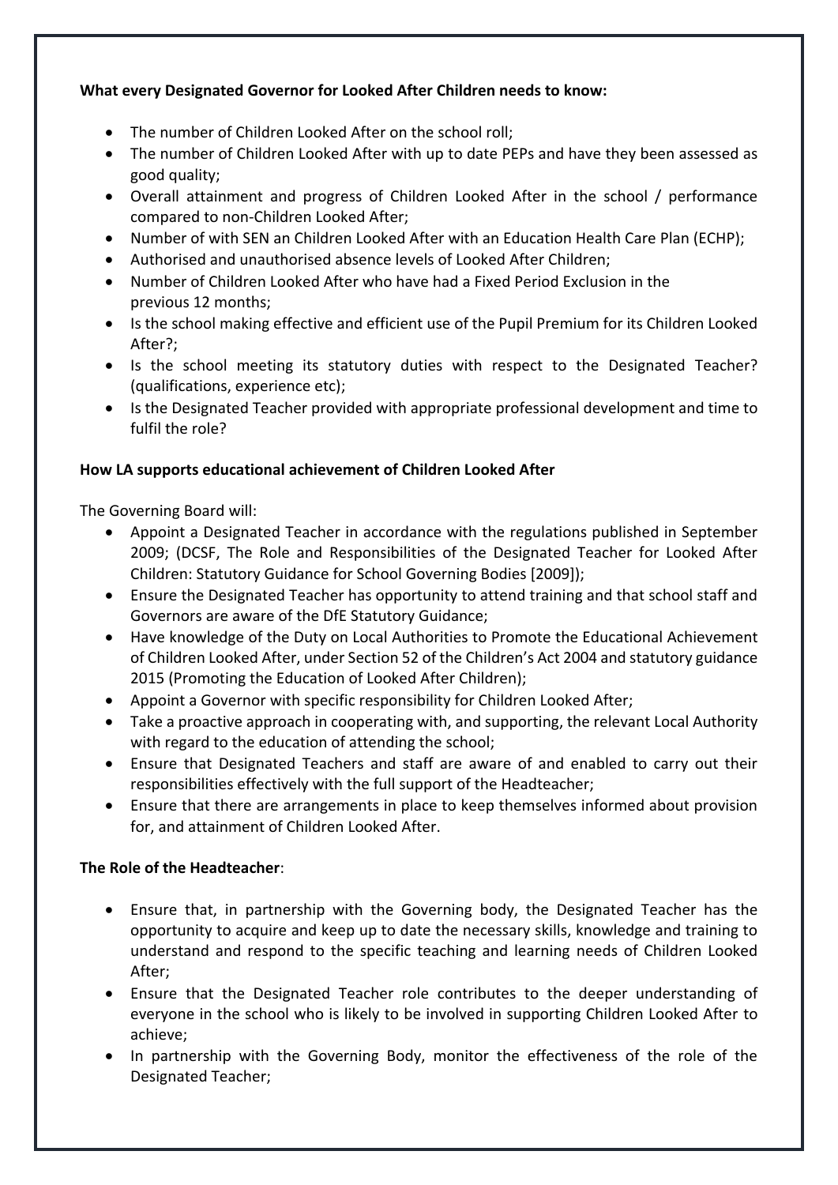**What every Designated Governor for Looked After Children needs to know:**

- The number of Children Looked After on the school roll;
- The number of Children Looked After with up to date PEPs and have they been assessed as good quality;
- Overall attainment and progress of Children Looked After in the school / performance compared to non-Children Looked After;
- Number of with SEN an Children Looked After with an Education Health Care Plan (ECHP);
- Authorised and unauthorised absence levels of Looked After Children;
- Number of Children Looked After who have had a Fixed Period Exclusion in the previous 12 months;
- Is the school making effective and efficient use of the Pupil Premium for its Children Looked After?;
- Is the school meeting its statutory duties with respect to the Designated Teacher? (qualifications, experience etc);
- Is the Designated Teacher provided with appropriate professional development and time to fulfil the role?

**How LA supports educational achievement of Children Looked After**

The Governing Board will:

- Appoint a Designated Teacher in accordance with the regulations published in September 2009; (DCSF, The Role and Responsibilities of the Designated Teacher for Looked After Children: Statutory Guidance for School Governing Bodies [2009]);
- Ensure the Designated Teacher has opportunity to attend training and that school staff and Governors are aware of the DfE Statutory Guidance;
- Have knowledge of the Duty on Local Authorities to Promote the Educational Achievement of Children Looked After, under Section 52 of the Children's Act 2004 and statutory guidance 2015 (Promoting the Education of Looked After Children);
- Appoint a Governor with specific responsibility for Children Looked After;
- Take a proactive approach in cooperating with, and supporting, the relevant Local Authority with regard to the education of attending the school;
- Ensure that Designated Teachers and staff are aware of and enabled to carry out their responsibilities effectively with the full support of the Headteacher;
- Ensure that there are arrangements in place to keep themselves informed about provision for, and attainment of Children Looked After.

**The Role of the Headteacher**:

- Ensure that, in partnership with the Governing body, the Designated Teacher has the opportunity to acquire and keep up to date the necessary skills, knowledge and training to understand and respond to the specific teaching and learning needs of Children Looked After;
- Ensure that the Designated Teacher role contributes to the deeper understanding of everyone in the school who is likely to be involved in supporting Children Looked After to achieve;
- In partnership with the Governing Body, monitor the effectiveness of the role of the Designated Teacher;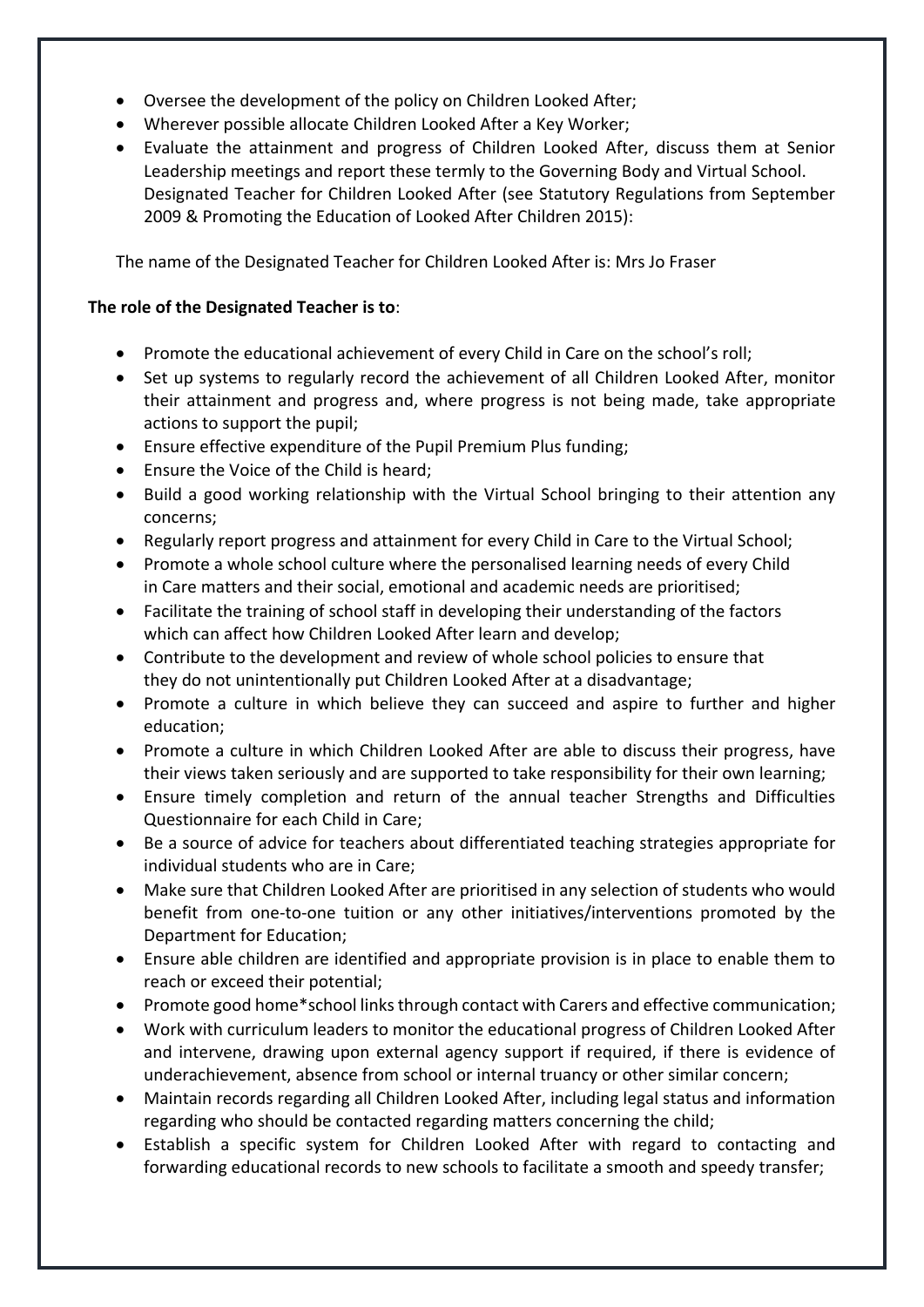- Oversee the development of the policy on Children Looked After;
- Wherever possible allocate Children Looked After a Key Worker;
- Evaluate the attainment and progress of Children Looked After, discuss them at Senior Leadership meetings and report these termly to the Governing Body and Virtual School. Designated Teacher for Children Looked After (see Statutory Regulations from September 2009 & Promoting the Education of Looked After Children 2015):

The name of the Designated Teacher for Children Looked After is: Mrs Jo Fraser

**The role of the Designated Teacher is to**:

- Promote the educational achievement of every Child in Care on the school's roll;
- Set up systems to regularly record the achievement of all Children Looked After, monitor their attainment and progress and, where progress is not being made, take appropriate actions to support the pupil;
- Ensure effective expenditure of the Pupil Premium Plus funding;
- Ensure the Voice of the Child is heard;
- Build a good working relationship with the Virtual School bringing to their attention any concerns;
- Regularly report progress and attainment for every Child in Care to the Virtual School;
- Promote a whole school culture where the personalised learning needs of every Child in Care matters and their social, emotional and academic needs are prioritised;
- Facilitate the training of school staff in developing their understanding of the factors which can affect how Children Looked After learn and develop;
- Contribute to the development and review of whole school policies to ensure that they do not unintentionally put Children Looked After at a disadvantage;
- Promote a culture in which believe they can succeed and aspire to further and higher education;
- Promote a culture in which Children Looked After are able to discuss their progress, have their views taken seriously and are supported to take responsibility for their own learning;
- Ensure timely completion and return of the annual teacher Strengths and Difficulties Questionnaire for each Child in Care;
- Be a source of advice for teachers about differentiated teaching strategies appropriate for individual students who are in Care;
- Make sure that Children Looked After are prioritised in any selection of students who would benefit from one-to-one tuition or any other initiatives/interventions promoted by the Department for Education;
- Ensure able children are identified and appropriate provision is in place to enable them to reach or exceed their potential;
- Promote good home*school links through contact with Carers and effective communication;
- Work with curriculum leaders to monitor the educational progress of Children Looked After and intervene, drawing upon external agency support if required, if there is evidence of underachievement, absence from school or internal truancy or other similar concern;
- Maintain records regarding all Children Looked After, including legal status and information regarding who should be contacted regarding matters concerning the child;
- Establish a specific system for Children Looked After with regard to contacting and forwarding educational records to new schools to facilitate a smooth and speedy transfer;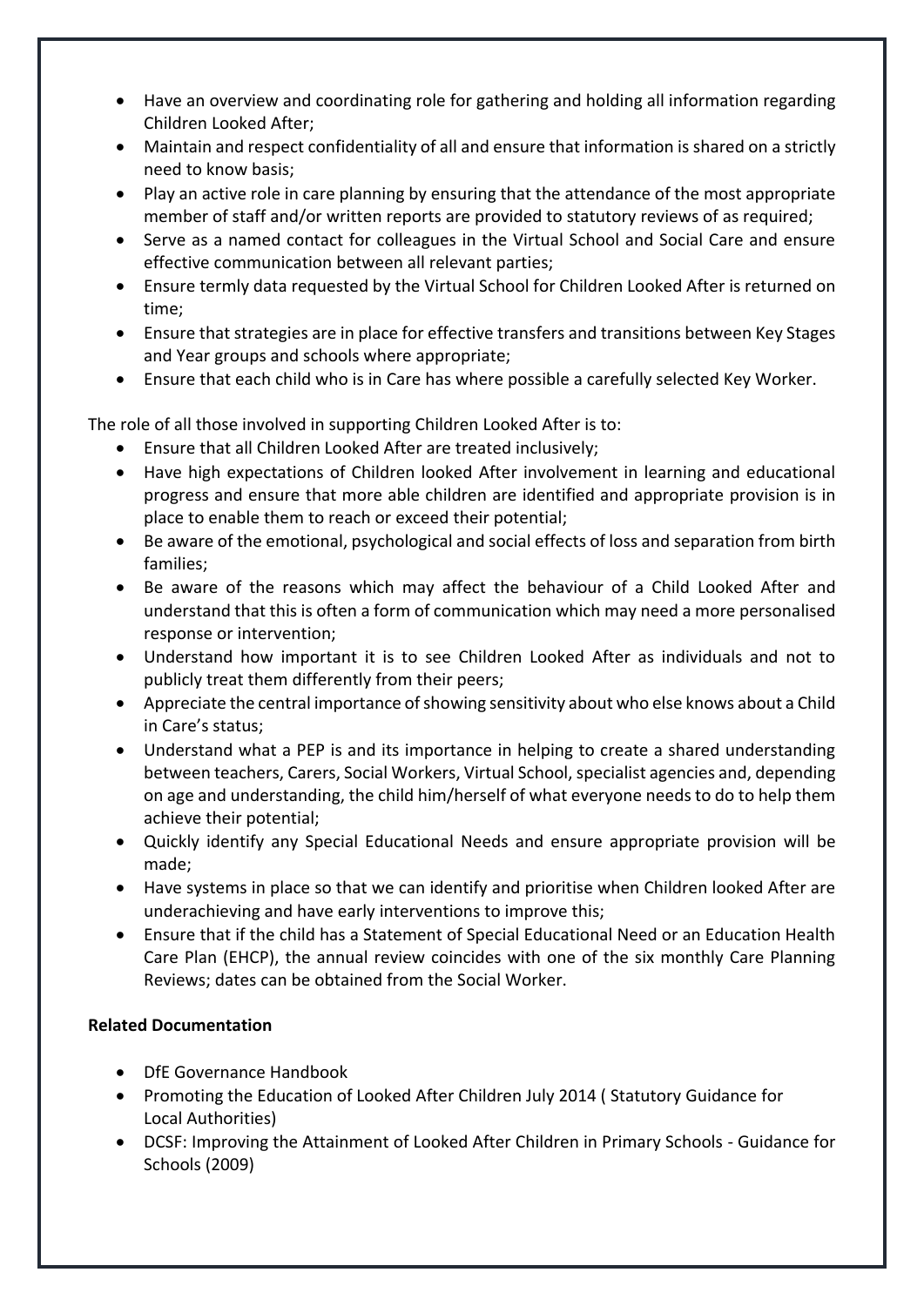- Have an overview and coordinating role for gathering and holding all information regarding Children Looked After;
- Maintain and respect confidentiality of all and ensure that information is shared on a strictly need to know basis;
- Play an active role in care planning by ensuring that the attendance of the most appropriate member of staff and/or written reports are provided to statutory reviews of as required;
- Serve as a named contact for colleagues in the Virtual School and Social Care and ensure effective communication between all relevant parties;
- Ensure termly data requested by the Virtual School for Children Looked After is returned on time;
- Ensure that strategies are in place for effective transfers and transitions between Key Stages and Year groups and schools where appropriate;
- Ensure that each child who is in Care has where possible a carefully selected Key Worker.

The role of all those involved in supporting Children Looked After is to:

- Ensure that all Children Looked After are treated inclusively;
- Have high expectations of Children looked After involvement in learning and educational progress and ensure that more able children are identified and appropriate provision is in place to enable them to reach or exceed their potential;
- Be aware of the emotional, psychological and social effects of loss and separation from birth families;
- Be aware of the reasons which may affect the behaviour of a Child Looked After and understand that this is often a form of communication which may need a more personalised response or intervention;
- Understand how important it is to see Children Looked After as individuals and not to publicly treat them differently from their peers;
- Appreciate the central importance of showing sensitivity about who else knows about a Child in Care's status;
- Understand what a PEP is and its importance in helping to create a shared understanding between teachers, Carers, Social Workers, Virtual School, specialist agencies and, depending on age and understanding, the child him/herself of what everyone needs to do to help them achieve their potential;
- Quickly identify any Special Educational Needs and ensure appropriate provision will be made;
- Have systems in place so that we can identify and prioritise when Children looked After are underachieving and have early interventions to improve this;
- Ensure that if the child has a Statement of Special Educational Need or an Education Health Care Plan (EHCP), the annual review coincides with one of the six monthly Care Planning Reviews; dates can be obtained from the Social Worker.

**Related Documentation**

- DfE Governance Handbook
- Promoting the Education of Looked After Children July 2014 ( Statutory Guidance for Local Authorities)
- DCSF: Improving the Attainment of Looked After Children in Primary Schools - Guidance for Schools (2009)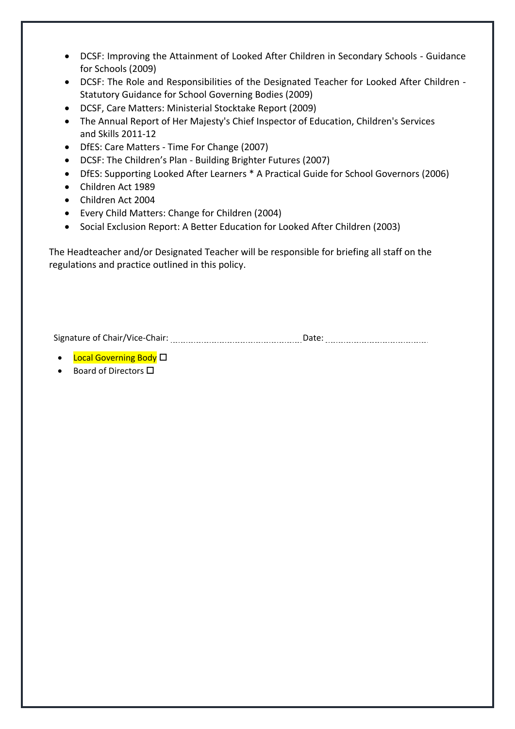- DCSF: Improving the Attainment of Looked After Children in Secondary Schools - Guidance for Schools (2009)
- DCSF: The Role and Responsibilities of the Designated Teacher for Looked After Children - Statutory Guidance for School Governing Bodies (2009)
- DCSF, Care Matters: Ministerial Stocktake Report (2009)
- The Annual Report of Her Majesty's Chief Inspector of Education, Children's Services and Skills 2011-12
- DfES: Care Matters - Time For Change (2007)
- DCSF: The Children's Plan - Building Brighter Futures (2007)
- DfES: Supporting Looked After Learners * A Practical Guide for School Governors (2006)
- Children Act 1989
- Children Act 2004
- Every Child Matters: Change for Children (2004)
- Social Exclusion Report: A Better Education for Looked After Children (2003)

The Headteacher and/or Designated Teacher will be responsible for briefing all staff on the regulations and practice outlined in this policy.

Signature of Chair/Vice-Chair: .............................................. Date: ..............................

- Local Governing Body ☐
- Board of Directors ☐